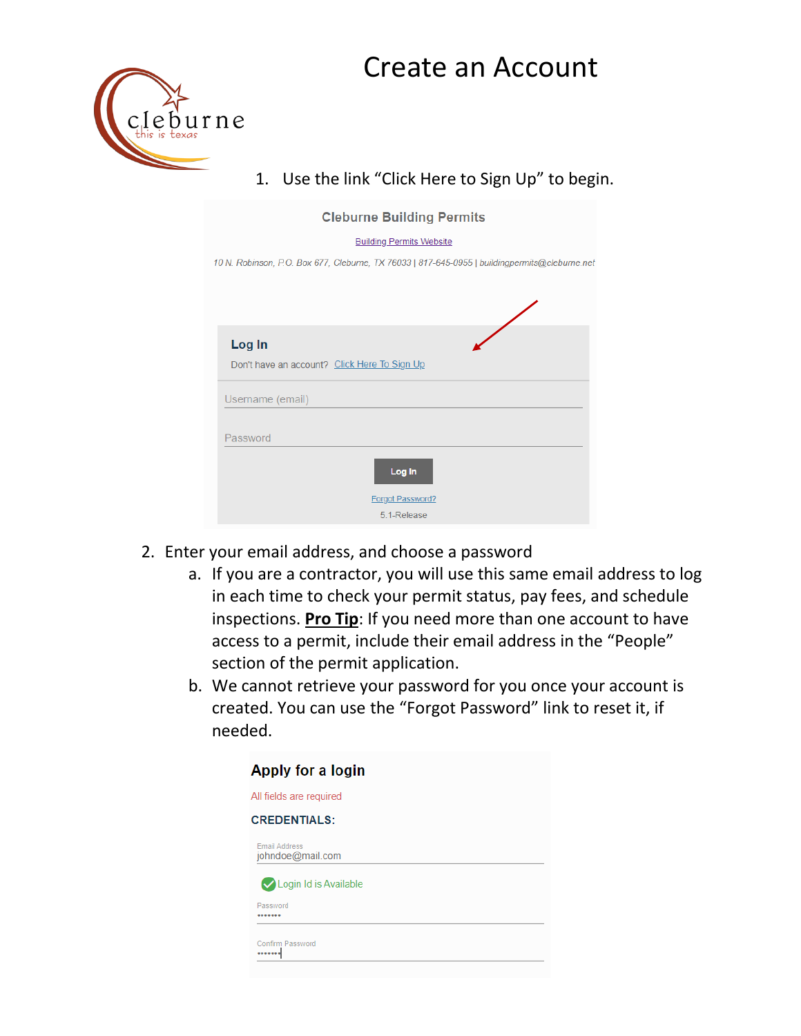# Create an Account

1. Use the link "Click Here to Sign Up" to begin.

Cleburne Building Permits

Building Permits Website

10 N. Robinson, P.O. Box 677, Cleburne, TX 76033 | 817-645-0955 | buildingpermits@cleburne.net

**Log In**

Don't have an account? Click Here To Sign Up

Username (email)

Password

Log In

Forgot Password?

5.1-Release

2. Enter your email address, and choose a password
   a. If you are a contractor, you will use this same email address to log in each time to check your permit status, pay fees, and schedule inspections. **Pro Tip**: If you need more than one account to have access to a permit, include their email address in the "People" section of the permit application.
   b. We cannot retrieve your password for you once your account is created. You can use the "Forgot Password" link to reset it, if needed.

**Apply for a login**

All fields are required

**CREDENTIALS:**

Email Address
johndoe@mail.com

Login Id is Available

Password
•••••••

Confirm Password
•••••••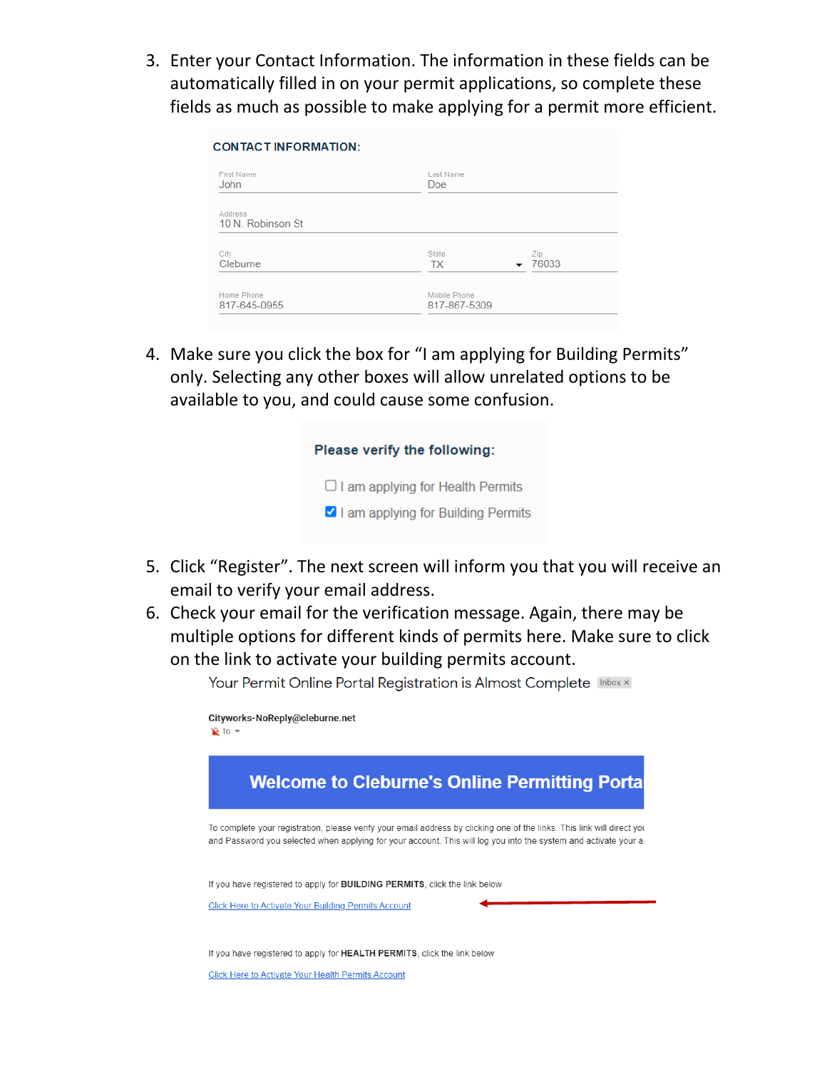3. Enter your Contact Information. The information in these fields can be automatically filled in on your permit applications, so complete these fields as much as possible to make applying for a permit more efficient.

**CONTACT INFORMATION:**

| First Name | Last Name | |
|---|---|---|
| John | Doe | |
| Address | | |
| 10 N. Robinson St | | |
| City | State | Zip |
| Cleburne | TX | 76033 |
| Home Phone | Mobile Phone | |
| 817-645-0955 | 817-867-5309 | |

4. Make sure you click the box for "I am applying for Building Permits" only. Selecting any other boxes will allow unrelated options to be available to you, and could cause some confusion.

**Please verify the following:**

- [ ] I am applying for Health Permits
- [x] I am applying for Building Permits

5. Click "Register". The next screen will inform you that you will receive an email to verify your email address.
6. Check your email for the verification message. Again, there may be multiple options for different kinds of permits here. Make sure to click on the link to activate your building permits account.

Your Permit Online Portal Registration is Almost Complete Inbox ×

**Cityworks-NoReply@cleburne.net**
to

**Welcome to Cleburne's Online Permitting Porta**

To complete your registration, please verify your email address by clicking one of the links. This link will direct you and Password you selected when applying for your account. This will log you into the system and activate your a

If you have registered to apply for **BUILDING PERMITS**, click the link below

Click Here to Activate Your Building Permits Account

If you have registered to apply for **HEALTH PERMITS**, click the link below

Click Here to Activate Your Health Permits Account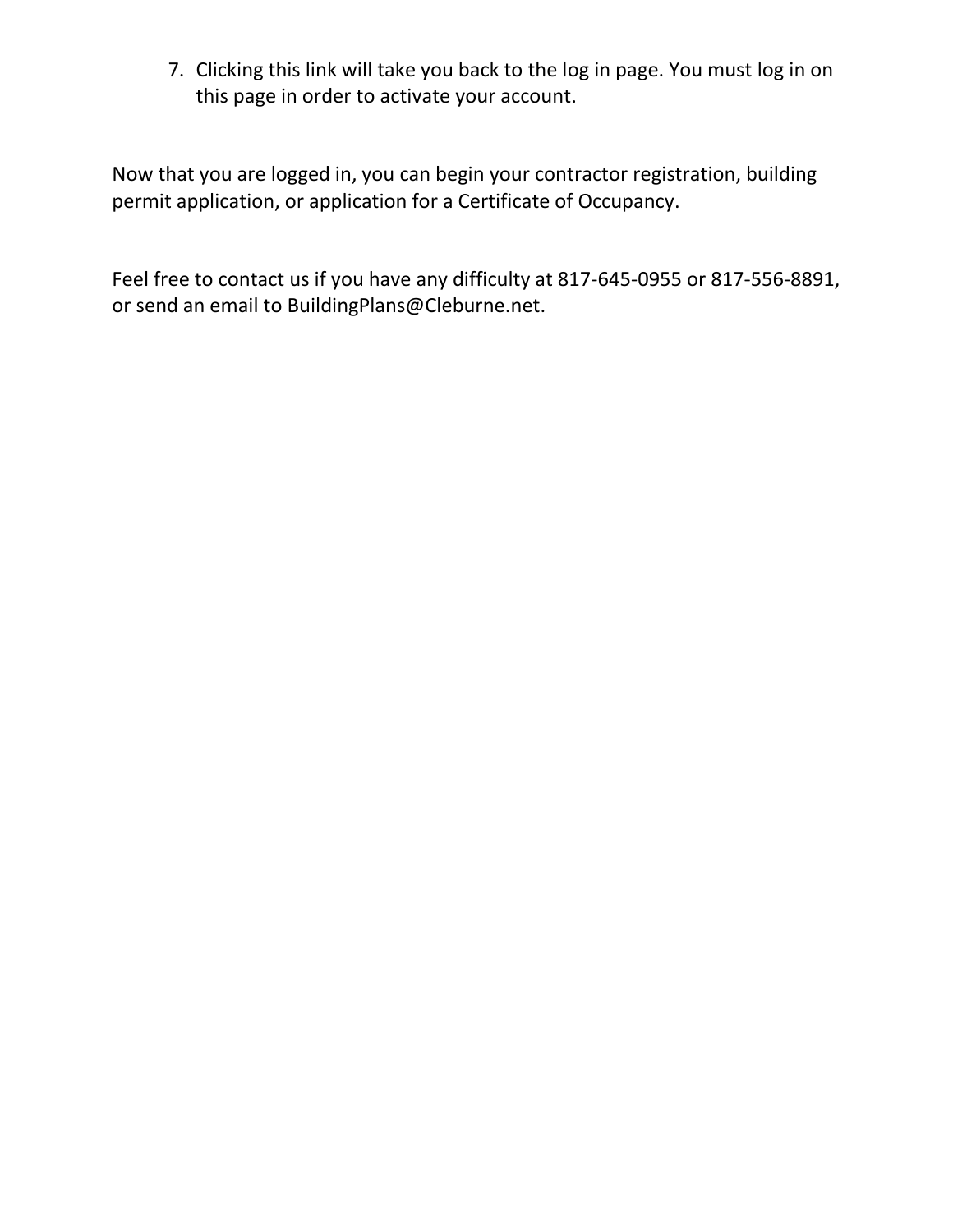7. Clicking this link will take you back to the log in page. You must log in on this page in order to activate your account.

Now that you are logged in, you can begin your contractor registration, building permit application, or application for a Certificate of Occupancy.

Feel free to contact us if you have any difficulty at 817-645-0955 or 817-556-8891, or send an email to BuildingPlans@Cleburne.net.